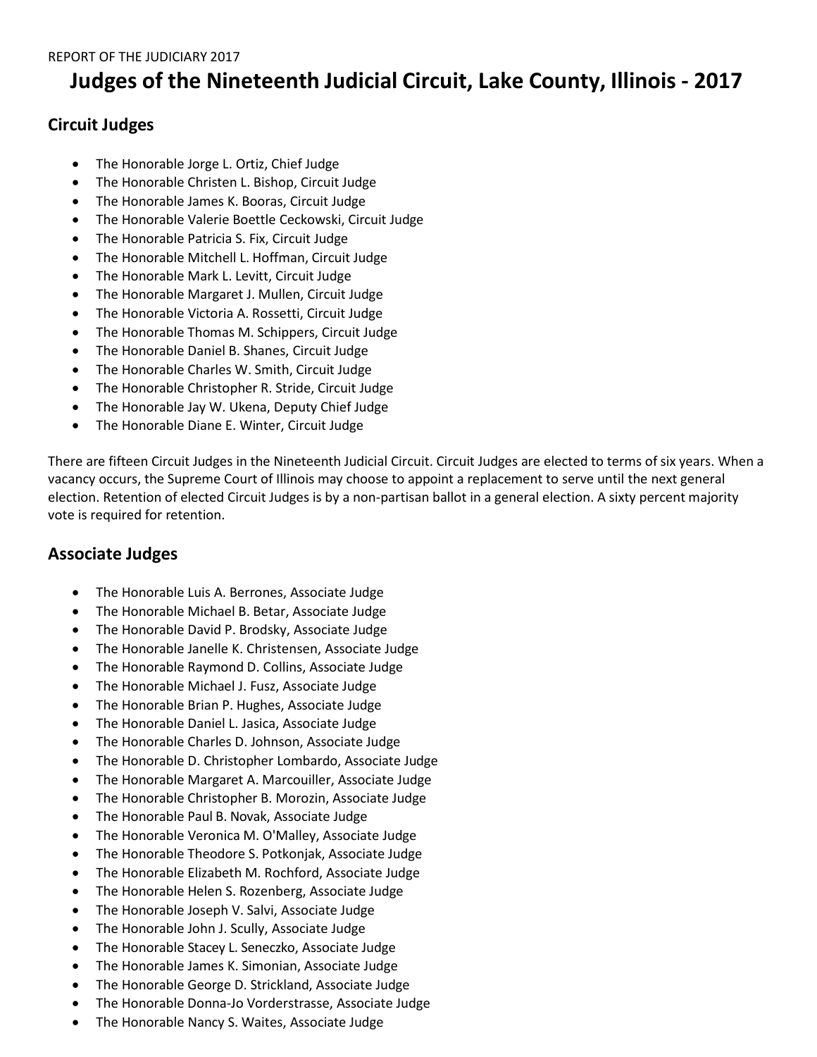REPORT OF THE JUDICIARY 2017

# Judges of the Nineteenth Judicial Circuit, Lake County, Illinois - 2017

## Circuit Judges

- The Honorable Jorge L. Ortiz, Chief Judge
- The Honorable Christen L. Bishop, Circuit Judge
- The Honorable James K. Booras, Circuit Judge
- The Honorable Valerie Boettle Ceckowski, Circuit Judge
- The Honorable Patricia S. Fix, Circuit Judge
- The Honorable Mitchell L. Hoffman, Circuit Judge
- The Honorable Mark L. Levitt, Circuit Judge
- The Honorable Margaret J. Mullen, Circuit Judge
- The Honorable Victoria A. Rossetti, Circuit Judge
- The Honorable Thomas M. Schippers, Circuit Judge
- The Honorable Daniel B. Shanes, Circuit Judge
- The Honorable Charles W. Smith, Circuit Judge
- The Honorable Christopher R. Stride, Circuit Judge
- The Honorable Jay W. Ukena, Deputy Chief Judge
- The Honorable Diane E. Winter, Circuit Judge

There are fifteen Circuit Judges in the Nineteenth Judicial Circuit. Circuit Judges are elected to terms of six years. When a vacancy occurs, the Supreme Court of Illinois may choose to appoint a replacement to serve until the next general election. Retention of elected Circuit Judges is by a non-partisan ballot in a general election. A sixty percent majority vote is required for retention.

## Associate Judges

- The Honorable Luis A. Berrones, Associate Judge
- The Honorable Michael B. Betar, Associate Judge
- The Honorable David P. Brodsky, Associate Judge
- The Honorable Janelle K. Christensen, Associate Judge
- The Honorable Raymond D. Collins, Associate Judge
- The Honorable Michael J. Fusz, Associate Judge
- The Honorable Brian P. Hughes, Associate Judge
- The Honorable Daniel L. Jasica, Associate Judge
- The Honorable Charles D. Johnson, Associate Judge
- The Honorable D. Christopher Lombardo, Associate Judge
- The Honorable Margaret A. Marcouiller, Associate Judge
- The Honorable Christopher B. Morozin, Associate Judge
- The Honorable Paul B. Novak, Associate Judge
- The Honorable Veronica M. O'Malley, Associate Judge
- The Honorable Theodore S. Potkonjak, Associate Judge
- The Honorable Elizabeth M. Rochford, Associate Judge
- The Honorable Helen S. Rozenberg, Associate Judge
- The Honorable Joseph V. Salvi, Associate Judge
- The Honorable John J. Scully, Associate Judge
- The Honorable Stacey L. Seneczko, Associate Judge
- The Honorable James K. Simonian, Associate Judge
- The Honorable George D. Strickland, Associate Judge
- The Honorable Donna-Jo Vorderstrasse, Associate Judge
- The Honorable Nancy S. Waites, Associate Judge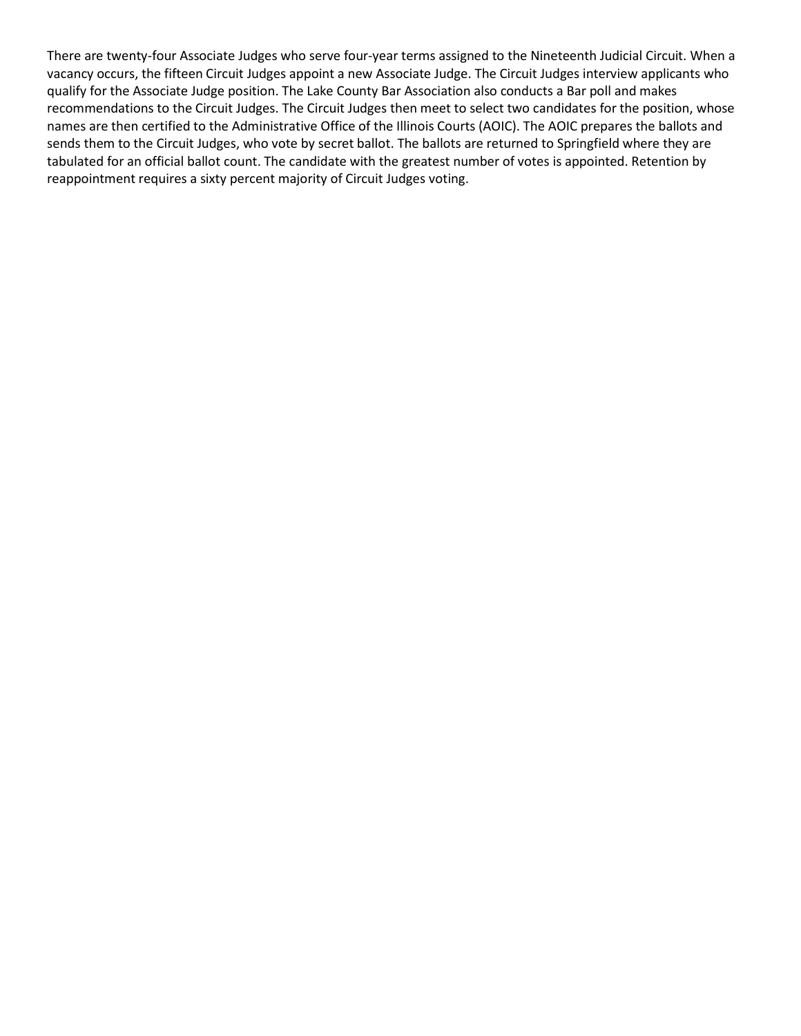There are twenty-four Associate Judges who serve four-year terms assigned to the Nineteenth Judicial Circuit. When a vacancy occurs, the fifteen Circuit Judges appoint a new Associate Judge. The Circuit Judges interview applicants who qualify for the Associate Judge position. The Lake County Bar Association also conducts a Bar poll and makes recommendations to the Circuit Judges. The Circuit Judges then meet to select two candidates for the position, whose names are then certified to the Administrative Office of the Illinois Courts (AOIC). The AOIC prepares the ballots and sends them to the Circuit Judges, who vote by secret ballot. The ballots are returned to Springfield where they are tabulated for an official ballot count. The candidate with the greatest number of votes is appointed. Retention by reappointment requires a sixty percent majority of Circuit Judges voting.